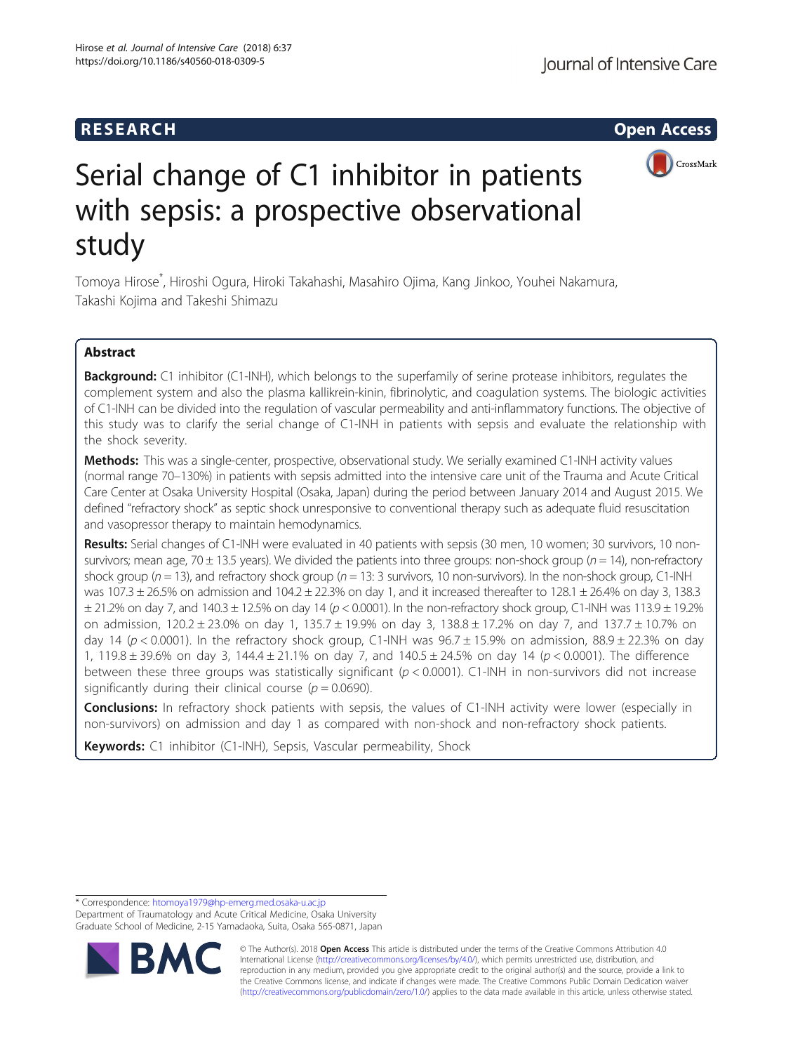RESEARCH

Open Access

# Serial change of C1 inhibitor in patients with sepsis: a prospective observational study

Tomoya Hirose*, Hiroshi Ogura, Hiroki Takahashi, Masahiro Ojima, Kang Jinkoo, Youhei Nakamura, Takashi Kojima and Takeshi Shimazu

## Abstract

**Background:** C1 inhibitor (C1-INH), which belongs to the superfamily of serine protease inhibitors, regulates the complement system and also the plasma kallikrein-kinin, fibrinolytic, and coagulation systems. The biologic activities of C1-INH can be divided into the regulation of vascular permeability and anti-inflammatory functions. The objective of this study was to clarify the serial change of C1-INH in patients with sepsis and evaluate the relationship with the shock severity.

**Methods:** This was a single-center, prospective, observational study. We serially examined C1-INH activity values (normal range 70–130%) in patients with sepsis admitted into the intensive care unit of the Trauma and Acute Critical Care Center at Osaka University Hospital (Osaka, Japan) during the period between January 2014 and August 2015. We defined "refractory shock" as septic shock unresponsive to conventional therapy such as adequate fluid resuscitation and vasopressor therapy to maintain hemodynamics.

**Results:** Serial changes of C1-INH were evaluated in 40 patients with sepsis (30 men, 10 women; 30 survivors, 10 non-survivors; mean age, 70 ± 13.5 years). We divided the patients into three groups: non-shock group ($n = 14$), non-refractory shock group ($n = 13$), and refractory shock group ($n = 13$: 3 survivors, 10 non-survivors). In the non-shock group, C1-INH was 107.3 ± 26.5% on admission and 104.2 ± 22.3% on day 1, and it increased thereafter to 128.1 ± 26.4% on day 3, 138.3 ± 21.2% on day 7, and 140.3 ± 12.5% on day 14 ($p < 0.0001$). In the non-refractory shock group, C1-INH was 113.9 ± 19.2% on admission, 120.2 ± 23.0% on day 1, 135.7 ± 19.9% on day 3, 138.8 ± 17.2% on day 7, and 137.7 ± 10.7% on day 14 ($p < 0.0001$). In the refractory shock group, C1-INH was 96.7 ± 15.9% on admission, 88.9 ± 22.3% on day 1, 119.8 ± 39.6% on day 3, 144.4 ± 21.1% on day 7, and 140.5 ± 24.5% on day 14 ($p < 0.0001$). The difference between these three groups was statistically significant ($p < 0.0001$). C1-INH in non-survivors did not increase significantly during their clinical course ($p = 0.0690$).

**Conclusions:** In refractory shock patients with sepsis, the values of C1-INH activity were lower (especially in non-survivors) on admission and day 1 as compared with non-shock and non-refractory shock patients.

**Keywords:** C1 inhibitor (C1-INH), Sepsis, Vascular permeability, Shock

---

* Correspondence: htomoya1979@hp-emerg.med.osaka-u.ac.jp
Department of Traumatology and Acute Critical Medicine, Osaka University Graduate School of Medicine, 2-15 Yamadaoka, Suita, Osaka 565-0871, Japan

© The Author(s). 2018 **Open Access** This article is distributed under the terms of the Creative Commons Attribution 4.0 International License (http://creativecommons.org/licenses/by/4.0/), which permits unrestricted use, distribution, and reproduction in any medium, provided you give appropriate credit to the original author(s) and the source, provide a link to the Creative Commons license, and indicate if changes were made. The Creative Commons Public Domain Dedication waiver (http://creativecommons.org/publicdomain/zero/1.0/) applies to the data made available in this article, unless otherwise stated.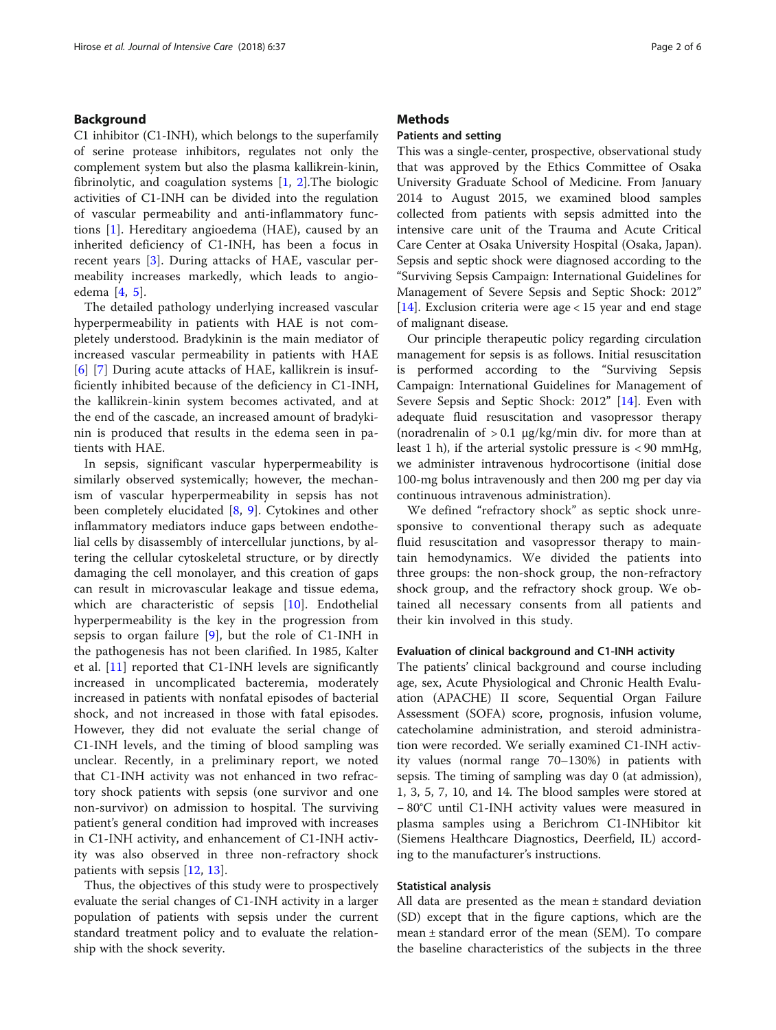## Background

C1 inhibitor (C1-INH), which belongs to the superfamily of serine protease inhibitors, regulates not only the complement system but also the plasma kallikrein-kinin, fibrinolytic, and coagulation systems [1, 2].The biologic activities of C1-INH can be divided into the regulation of vascular permeability and anti-inflammatory functions [1]. Hereditary angioedema (HAE), caused by an inherited deficiency of C1-INH, has been a focus in recent years [3]. During attacks of HAE, vascular permeability increases markedly, which leads to angioedema [4, 5].

The detailed pathology underlying increased vascular hyperpermeability in patients with HAE is not completely understood. Bradykinin is the main mediator of increased vascular permeability in patients with HAE [6] [7] During acute attacks of HAE, kallikrein is insufficiently inhibited because of the deficiency in C1-INH, the kallikrein-kinin system becomes activated, and at the end of the cascade, an increased amount of bradykinin is produced that results in the edema seen in patients with HAE.

In sepsis, significant vascular hyperpermeability is similarly observed systemically; however, the mechanism of vascular hyperpermeability in sepsis has not been completely elucidated [8, 9]. Cytokines and other inflammatory mediators induce gaps between endothelial cells by disassembly of intercellular junctions, by altering the cellular cytoskeletal structure, or by directly damaging the cell monolayer, and this creation of gaps can result in microvascular leakage and tissue edema, which are characteristic of sepsis [10]. Endothelial hyperpermeability is the key in the progression from sepsis to organ failure [9], but the role of C1-INH in the pathogenesis has not been clarified. In 1985, Kalter et al. [11] reported that C1-INH levels are significantly increased in uncomplicated bacteremia, moderately increased in patients with nonfatal episodes of bacterial shock, and not increased in those with fatal episodes. However, they did not evaluate the serial change of C1-INH levels, and the timing of blood sampling was unclear. Recently, in a preliminary report, we noted that C1-INH activity was not enhanced in two refractory shock patients with sepsis (one survivor and one non-survivor) on admission to hospital. The surviving patient's general condition had improved with increases in C1-INH activity, and enhancement of C1-INH activity was also observed in three non-refractory shock patients with sepsis [12, 13].

Thus, the objectives of this study were to prospectively evaluate the serial changes of C1-INH activity in a larger population of patients with sepsis under the current standard treatment policy and to evaluate the relationship with the shock severity.

## Methods

### Patients and setting

This was a single-center, prospective, observational study that was approved by the Ethics Committee of Osaka University Graduate School of Medicine. From January 2014 to August 2015, we examined blood samples collected from patients with sepsis admitted into the intensive care unit of the Trauma and Acute Critical Care Center at Osaka University Hospital (Osaka, Japan). Sepsis and septic shock were diagnosed according to the "Surviving Sepsis Campaign: International Guidelines for Management of Severe Sepsis and Septic Shock: 2012" [14]. Exclusion criteria were age < 15 year and end stage of malignant disease.

Our principle therapeutic policy regarding circulation management for sepsis is as follows. Initial resuscitation is performed according to the "Surviving Sepsis Campaign: International Guidelines for Management of Severe Sepsis and Septic Shock: 2012" [14]. Even with adequate fluid resuscitation and vasopressor therapy (noradrenalin of > 0.1 μg/kg/min div. for more than at least 1 h), if the arterial systolic pressure is < 90 mmHg, we administer intravenous hydrocortisone (initial dose 100-mg bolus intravenously and then 200 mg per day via continuous intravenous administration).

We defined "refractory shock" as septic shock unresponsive to conventional therapy such as adequate fluid resuscitation and vasopressor therapy to maintain hemodynamics. We divided the patients into three groups: the non-shock group, the non-refractory shock group, and the refractory shock group. We obtained all necessary consents from all patients and their kin involved in this study.

### Evaluation of clinical background and C1-INH activity

The patients' clinical background and course including age, sex, Acute Physiological and Chronic Health Evaluation (APACHE) II score, Sequential Organ Failure Assessment (SOFA) score, prognosis, infusion volume, catecholamine administration, and steroid administration were recorded. We serially examined C1-INH activity values (normal range 70–130%) in patients with sepsis. The timing of sampling was day 0 (at admission), 1, 3, 5, 7, 10, and 14. The blood samples were stored at − 80°C until C1-INH activity values were measured in plasma samples using a Berichrom C1-INHibitor kit (Siemens Healthcare Diagnostics, Deerfield, IL) according to the manufacturer's instructions.

### Statistical analysis

All data are presented as the mean ± standard deviation (SD) except that in the figure captions, which are the mean ± standard error of the mean (SEM). To compare the baseline characteristics of the subjects in the three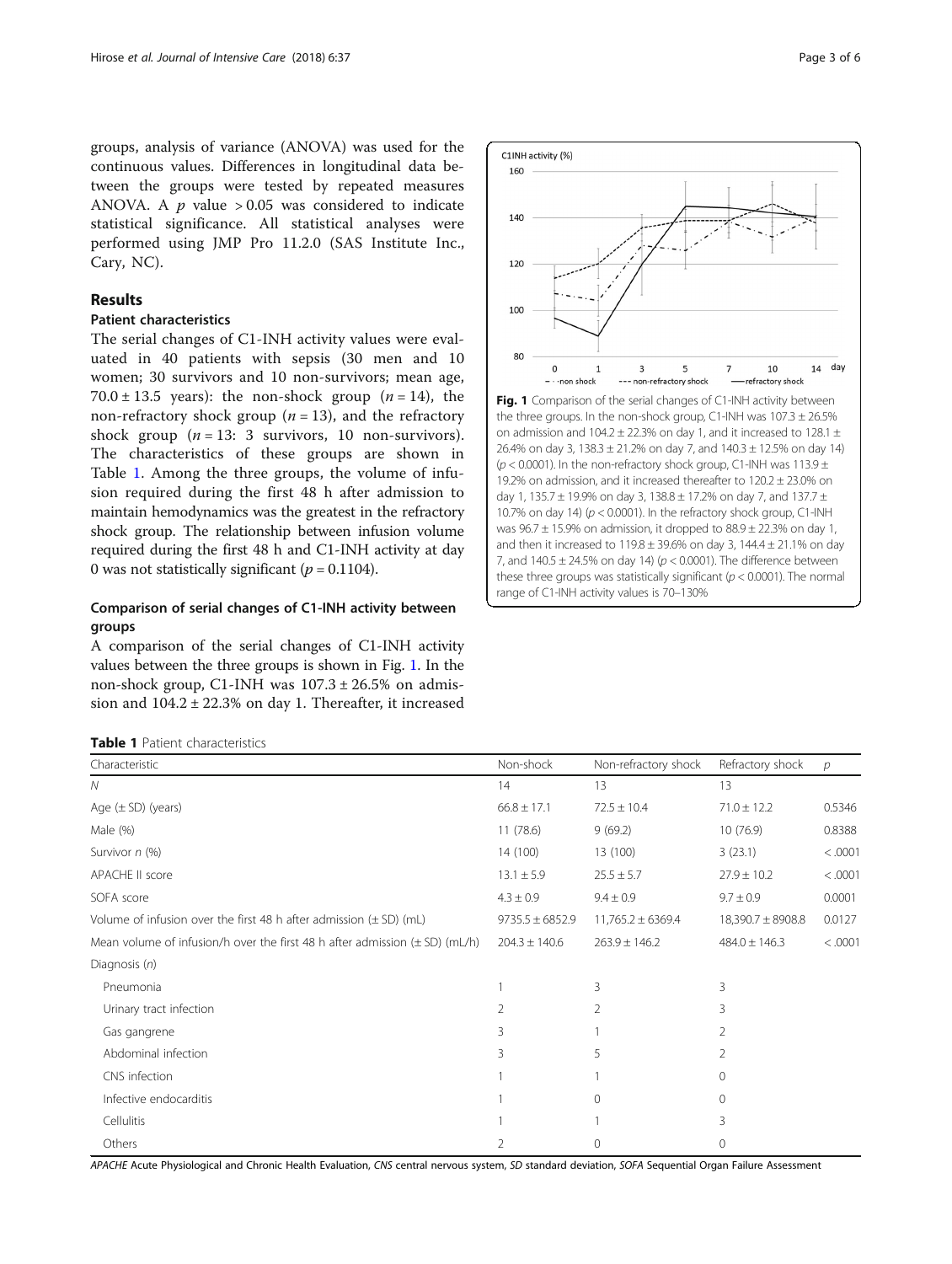groups, analysis of variance (ANOVA) was used for the continuous values. Differences in longitudinal data between the groups were tested by repeated measures ANOVA. A $p$ value > 0.05 was considered to indicate statistical significance. All statistical analyses were performed using JMP Pro 11.2.0 (SAS Institute Inc., Cary, NC).

## Results

### Patient characteristics

The serial changes of C1-INH activity values were evaluated in 40 patients with sepsis (30 men and 10 women; 30 survivors and 10 non-survivors; mean age, 70.0 ± 13.5 years): the non-shock group ($n$ = 14), the non-refractory shock group ($n$ = 13), and the refractory shock group ($n$ = 13: 3 survivors, 10 non-survivors). The characteristics of these groups are shown in Table 1. Among the three groups, the volume of infusion required during the first 48 h after admission to maintain hemodynamics was the greatest in the refractory shock group. The relationship between infusion volume required during the first 48 h and C1-INH activity at day 0 was not statistically significant ($p$ = 0.1104).

### Comparison of serial changes of C1-INH activity between groups

A comparison of the serial changes of C1-INH activity values between the three groups is shown in Fig. 1. In the non-shock group, C1-INH was 107.3 ± 26.5% on admission and 104.2 ± 22.3% on day 1. Thereafter, it increased

**Fig. 1** Comparison of the serial changes of C1-INH activity between the three groups. In the non-shock group, C1-INH was 107.3 ± 26.5% on admission and 104.2 ± 22.3% on day 1, and it increased to 128.1 ± 26.4% on day 3, 138.3 ± 21.2% on day 7, and 140.3 ± 12.5% on day 14) ($p$ < 0.0001). In the non-refractory shock group, C1-INH was 113.9 ± 19.2% on admission, and it increased thereafter to 120.2 ± 23.0% on day 1, 135.7 ± 19.9% on day 3, 138.8 ± 17.2% on day 7, and 137.7 ± 10.7% on day 14) ($p$ < 0.0001). In the refractory shock group, C1-INH was 96.7 ± 15.9% on admission, it dropped to 88.9 ± 22.3% on day 1, and then it increased to 119.8 ± 39.6% on day 3, 144.4 ± 21.1% on day 7, and 140.5 ± 24.5% on day 14) ($p$ < 0.0001). The difference between these three groups was statistically significant ($p$ < 0.0001). The normal range of C1-INH activity values is 70–130%

**Table 1** Patient characteristics

| Characteristic | Non-shock | Non-refractory shock | Refractory shock | $p$ |
|---|---|---|---|---|
| $N$ | 14 | 13 | 13 | |
| Age (± SD) (years) | 66.8 ± 17.1 | 72.5 ± 10.4 | 71.0 ± 12.2 | 0.5346 |
| Male (%) | 11 (78.6) | 9 (69.2) | 10 (76.9) | 0.8388 |
| Survivor $n$ (%) | 14 (100) | 13 (100) | 3 (23.1) | < .0001 |
| APACHE II score | 13.1 ± 5.9 | 25.5 ± 5.7 | 27.9 ± 10.2 | < .0001 |
| SOFA score | 4.3 ± 0.9 | 9.4 ± 0.9 | 9.7 ± 0.9 | 0.0001 |
| Volume of infusion over the first 48 h after admission (± SD) (mL) | 9735.5 ± 6852.9 | 11,765.2 ± 6369.4 | 18,390.7 ± 8908.8 | 0.0127 |
| Mean volume of infusion/h over the first 48 h after admission (± SD) (mL/h) | 204.3 ± 140.6 | 263.9 ± 146.2 | 484.0 ± 146.3 | < .0001 |
| Diagnosis ($n$) | | | | |
| Pneumonia | 1 | 3 | 3 | |
| Urinary tract infection | 2 | 2 | 3 | |
| Gas gangrene | 3 | 1 | 2 | |
| Abdominal infection | 3 | 5 | 2 | |
| CNS infection | 1 | 1 | 0 | |
| Infective endocarditis | 1 | 0 | 0 | |
| Cellulitis | 1 | 1 | 3 | |
| Others | 2 | 0 | 0 | |

*APACHE* Acute Physiological and Chronic Health Evaluation, *CNS* central nervous system, *SD* standard deviation, *SOFA* Sequential Organ Failure Assessment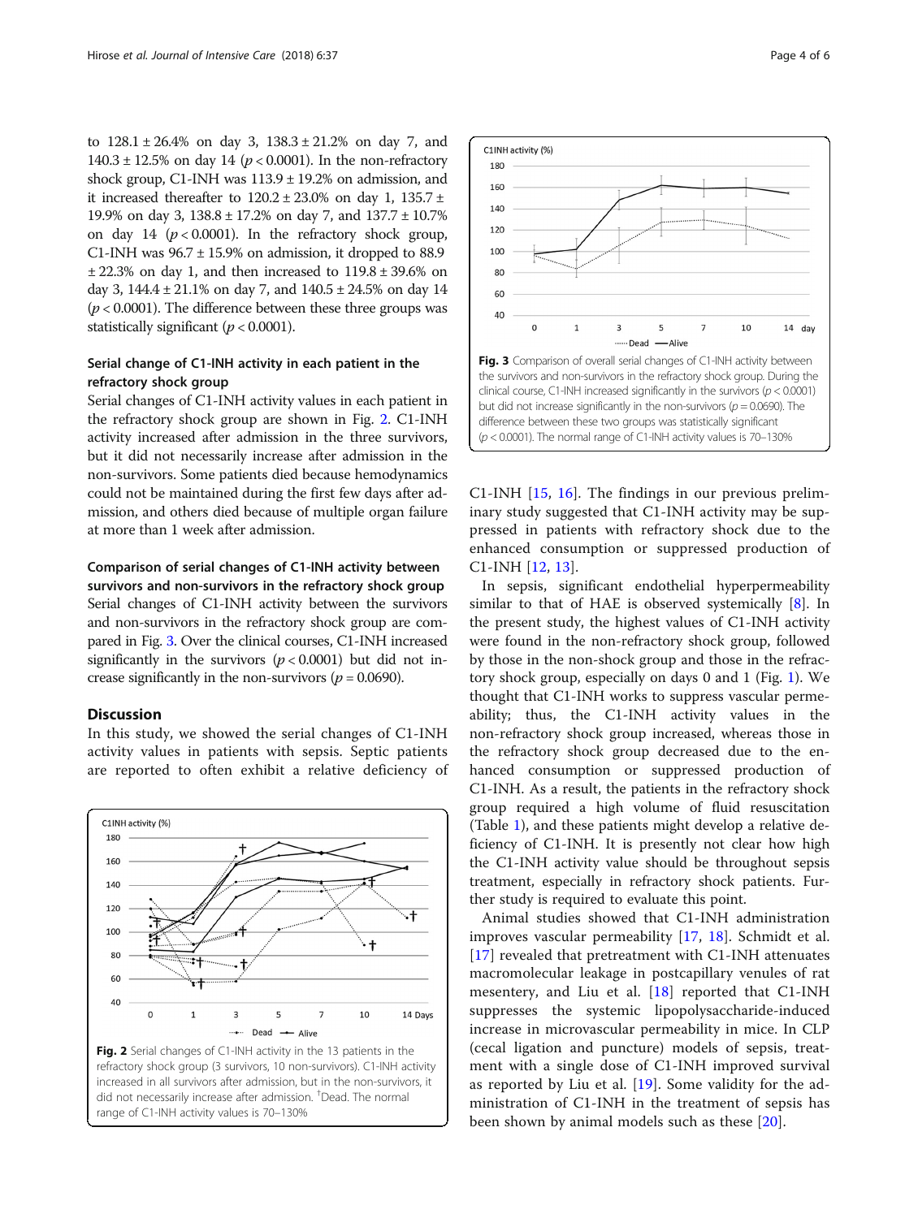to 128.1 ± 26.4% on day 3, 138.3 ± 21.2% on day 7, and 140.3 ± 12.5% on day 14 ($p < 0.0001$). In the non-refractory shock group, C1-INH was 113.9 ± 19.2% on admission, and it increased thereafter to 120.2 ± 23.0% on day 1, 135.7 ± 19.9% on day 3, 138.8 ± 17.2% on day 7, and 137.7 ± 10.7% on day 14 ($p < 0.0001$). In the refractory shock group, C1-INH was 96.7 ± 15.9% on admission, it dropped to 88.9 ± 22.3% on day 1, and then increased to 119.8 ± 39.6% on day 3, 144.4 ± 21.1% on day 7, and 140.5 ± 24.5% on day 14 ($p < 0.0001$). The difference between these three groups was statistically significant ($p < 0.0001$).

### Serial change of C1-INH activity in each patient in the refractory shock group

Serial changes of C1-INH activity values in each patient in the refractory shock group are shown in Fig. 2. C1-INH activity increased after admission in the three survivors, but it did not necessarily increase after admission in the non-survivors. Some patients died because hemodynamics could not be maintained during the first few days after admission, and others died because of multiple organ failure at more than 1 week after admission.

### Comparison of serial changes of C1-INH activity between survivors and non-survivors in the refractory shock group

Serial changes of C1-INH activity between the survivors and non-survivors in the refractory shock group are compared in Fig. 3. Over the clinical courses, C1-INH increased significantly in the survivors ($p < 0.0001$) but did not increase significantly in the non-survivors ($p = 0.0690$).

## Discussion

In this study, we showed the serial changes of C1-INH activity values in patients with sepsis. Septic patients are reported to often exhibit a relative deficiency of C1-INH [15, 16]. The findings in our previous preliminary study suggested that C1-INH activity may be suppressed in patients with refractory shock due to the enhanced consumption or suppressed production of C1-INH [12, 13].

In sepsis, significant endothelial hyperpermeability similar to that of HAE is observed systemically [8]. In the present study, the highest values of C1-INH activity were found in the non-refractory shock group, followed by those in the non-shock group and those in the refractory shock group, especially on days 0 and 1 (Fig. 1). We thought that C1-INH works to suppress vascular permeability; thus, the C1-INH activity values in the non-refractory shock group increased, whereas those in the refractory shock group decreased due to the enhanced consumption or suppressed production of C1-INH. As a result, the patients in the refractory shock group required a high volume of fluid resuscitation (Table 1), and these patients might develop a relative deficiency of C1-INH. It is presently not clear how high the C1-INH activity value should be throughout sepsis treatment, especially in refractory shock patients. Further study is required to evaluate this point.

Animal studies showed that C1-INH administration improves vascular permeability [17, 18]. Schmidt et al. [17] revealed that pretreatment with C1-INH attenuates macromolecular leakage in postcapillary venules of rat mesentery, and Liu et al. [18] reported that C1-INH suppresses the systemic lipopolysaccharide-induced increase in microvascular permeability in mice. In CLP (cecal ligation and puncture) models of sepsis, treatment with a single dose of C1-INH improved survival as reported by Liu et al. [19]. Some validity for the administration of C1-INH in the treatment of sepsis has been shown by animal models such as these [20].

**Fig. 2** Serial changes of C1-INH activity in the 13 patients in the refractory shock group (3 survivors, 10 non-survivors). C1-INH activity increased in all survivors after admission, but in the non-survivors, it did not necessarily increase after admission. †Dead. The normal range of C1-INH activity values is 70–130%

**Fig. 3** Comparison of overall serial changes of C1-INH activity between the survivors and non-survivors in the refractory shock group. During the clinical course, C1-INH increased significantly in the survivors ($p < 0.0001$) but did not increase significantly in the non-survivors ($p = 0.0690$). The difference between these two groups was statistically significant ($p < 0.0001$). The normal range of C1-INH activity values is 70–130%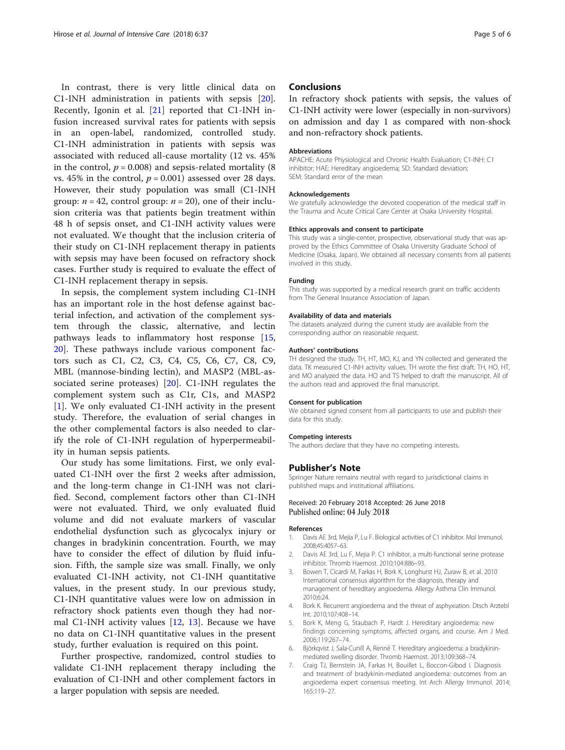In contrast, there is very little clinical data on C1-INH administration in patients with sepsis [20]. Recently, Igonin et al. [21] reported that C1-INH infusion increased survival rates for patients with sepsis in an open-label, randomized, controlled study. C1-INH administration in patients with sepsis was associated with reduced all-cause mortality (12 vs. 45% in the control, $p = 0.008$) and sepsis-related mortality (8 vs. 45% in the control, $p = 0.001$) assessed over 28 days. However, their study population was small (C1-INH group: $n = 42$, control group: $n = 20$), one of their inclusion criteria was that patients begin treatment within 48 h of sepsis onset, and C1-INH activity values were not evaluated. We thought that the inclusion criteria of their study on C1-INH replacement therapy in patients with sepsis may have been focused on refractory shock cases. Further study is required to evaluate the effect of C1-INH replacement therapy in sepsis.

In sepsis, the complement system including C1-INH has an important role in the host defense against bacterial infection, and activation of the complement system through the classic, alternative, and lectin pathways leads to inflammatory host response [15, 20]. These pathways include various component factors such as C1, C2, C3, C4, C5, C6, C7, C8, C9, MBL (mannose-binding lectin), and MASP2 (MBL-associated serine proteases) [20]. C1-INH regulates the complement system such as C1r, C1s, and MASP2 [1]. We only evaluated C1-INH activity in the present study. Therefore, the evaluation of serial changes in the other complemental factors is also needed to clarify the role of C1-INH regulation of hyperpermeability in human sepsis patients.

Our study has some limitations. First, we only evaluated C1-INH over the first 2 weeks after admission, and the long-term change in C1-INH was not clarified. Second, complement factors other than C1-INH were not evaluated. Third, we only evaluated fluid volume and did not evaluate markers of vascular endothelial dysfunction such as glycocalyx injury or changes in bradykinin concentration. Fourth, we may have to consider the effect of dilution by fluid infusion. Fifth, the sample size was small. Finally, we only evaluated C1-INH activity, not C1-INH quantitative values, in the present study. In our previous study, C1-INH quantitative values were low on admission in refractory shock patients even though they had normal C1-INH activity values [12, 13]. Because we have no data on C1-INH quantitative values in the present study, further evaluation is required on this point.

Further prospective, randomized, control studies to validate C1-INH replacement therapy including the evaluation of C1-INH and other complement factors in a larger population with sepsis are needed.

## Conclusions

In refractory shock patients with sepsis, the values of C1-INH activity were lower (especially in non-survivors) on admission and day 1 as compared with non-shock and non-refractory shock patients.

### Abbreviations

APACHE: Acute Physiological and Chronic Health Evaluation; C1-INH: C1 inhibitor; HAE: Hereditary angioedema; SD: Standard deviation; SEM: Standard error of the mean

### Acknowledgements

We gratefully acknowledge the devoted cooperation of the medical staff in the Trauma and Acute Critical Care Center at Osaka University Hospital.

### Ethics approvals and consent to participate

This study was a single-center, prospective, observational study that was approved by the Ethics Committee of Osaka University Graduate School of Medicine (Osaka, Japan). We obtained all necessary consents from all patients involved in this study.

### Funding

This study was supported by a medical research grant on traffic accidents from The General Insurance Association of Japan.

### Availability of data and materials

The datasets analyzed during the current study are available from the corresponding author on reasonable request.

### Authors' contributions

TH designed the study. TH, HT, MO, KJ, and YN collected and generated the data. TK measured C1-INH activity values. TH wrote the first draft. TH, HO, HT, and MO analyzed the data. HO and TS helped to draft the manuscript. All of the authors read and approved the final manuscript.

### Consent for publication

We obtained signed consent from all participants to use and publish their data for this study.

### Competing interests

The authors declare that they have no competing interests.

## Publisher's Note

Springer Nature remains neutral with regard to jurisdictional claims in published maps and institutional affiliations.

Received: 20 February 2018 Accepted: 26 June 2018
Published online: 04 July 2018

### References

1. Davis AE 3rd, Mejia P, Lu F. Biological activities of C1 inhibitor. Mol Immunol. 2008;45:4057–63.
2. Davis AE 3rd, Lu F, Mejia P. C1 inhibitor, a multi-functional serine protease inhibitor. Thromb Haemost. 2010;104:886–93.
3. Bowen T, Cicardi M, Farkas H, Bork K, Longhurst HJ, Zuraw B, et al. 2010 International consensus algorithm for the diagnosis, therapy and management of hereditary angioedema. Allergy Asthma Clin Immunol. 2010;6:24.
4. Bork K. Recurrent angioedema and the threat of asphyxiation. Dtsch Arztebl Int. 2010;107:408–14.
5. Bork K, Meng G, Staubach P, Hardt J. Hereditary angioedema: new findings concerning symptoms, affected organs, and course. Am J Med. 2006;119:267–74.
6. Björkqvist J, Sala-Cunill A, Renné T. Hereditary angioedema: a bradykinin-mediated swelling disorder. Thromb Haemost. 2013;109:368–74.
7. Craig TJ, Bernstein JA, Farkas H, Bouillet L, Boccon-Gibod I. Diagnosis and treatment of bradykinin-mediated angioedema: outcomes from an angioedema expert consensus meeting. Int Arch Allergy Immunol. 2014;165:119–27.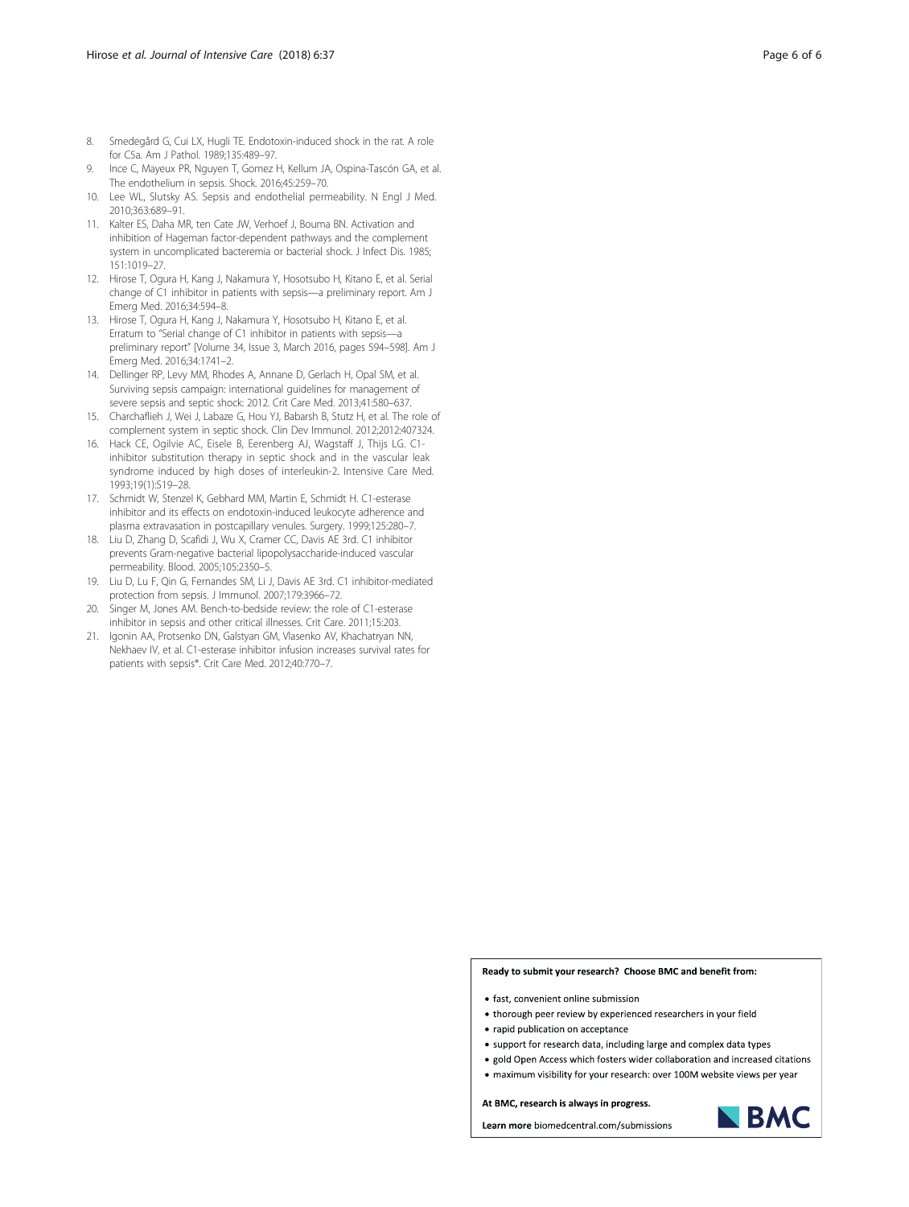8. Smedegård G, Cui LX, Hugli TE. Endotoxin-induced shock in the rat. A role for C5a. Am J Pathol. 1989;135:489–97.
9. Ince C, Mayeux PR, Nguyen T, Gomez H, Kellum JA, Ospina-Tascón GA, et al. The endothelium in sepsis. Shock. 2016;45:259–70.
10. Lee WL, Slutsky AS. Sepsis and endothelial permeability. N Engl J Med. 2010;363:689–91.
11. Kalter ES, Daha MR, ten Cate JW, Verhoef J, Bouma BN. Activation and inhibition of Hageman factor-dependent pathways and the complement system in uncomplicated bacteremia or bacterial shock. J Infect Dis. 1985; 151:1019–27.
12. Hirose T, Ogura H, Kang J, Nakamura Y, Hosotsubo H, Kitano E, et al. Serial change of C1 inhibitor in patients with sepsis—a preliminary report. Am J Emerg Med. 2016;34:594–8.
13. Hirose T, Ogura H, Kang J, Nakamura Y, Hosotsubo H, Kitano E, et al. Erratum to "Serial change of C1 inhibitor in patients with sepsis—a preliminary report" [Volume 34, Issue 3, March 2016, pages 594–598]. Am J Emerg Med. 2016;34:1741–2.
14. Dellinger RP, Levy MM, Rhodes A, Annane D, Gerlach H, Opal SM, et al. Surviving sepsis campaign: international guidelines for management of severe sepsis and septic shock: 2012. Crit Care Med. 2013;41:580–637.
15. Charchaflieh J, Wei J, Labaze G, Hou YJ, Babarsh B, Stutz H, et al. The role of complement system in septic shock. Clin Dev Immunol. 2012;2012:407324.
16. Hack CE, Ogilvie AC, Eisele B, Eerenberg AJ, Wagstaff J, Thijs LG. C1-inhibitor substitution therapy in septic shock and in the vascular leak syndrome induced by high doses of interleukin-2. Intensive Care Med. 1993;19(1):S19–28.
17. Schmidt W, Stenzel K, Gebhard MM, Martin E, Schmidt H. C1-esterase inhibitor and its effects on endotoxin-induced leukocyte adherence and plasma extravasation in postcapillary venules. Surgery. 1999;125:280–7.
18. Liu D, Zhang D, Scafidi J, Wu X, Cramer CC, Davis AE 3rd. C1 inhibitor prevents Gram-negative bacterial lipopolysaccharide-induced vascular permeability. Blood. 2005;105:2350–5.
19. Liu D, Lu F, Qin G, Fernandes SM, Li J, Davis AE 3rd. C1 inhibitor-mediated protection from sepsis. J Immunol. 2007;179:3966–72.
20. Singer M, Jones AM. Bench-to-bedside review: the role of C1-esterase inhibitor in sepsis and other critical illnesses. Crit Care. 2011;15:203.
21. Igonin AA, Protsenko DN, Galstyan GM, Vlasenko AV, Khachatryan NN, Nekhaev IV, et al. C1-esterase inhibitor infusion increases survival rates for patients with sepsis*. Crit Care Med. 2012;40:770–7.

**Ready to submit your research? Choose BMC and benefit from:**

- fast, convenient online submission
- thorough peer review by experienced researchers in your field
- rapid publication on acceptance
- support for research data, including large and complex data types
- gold Open Access which fosters wider collaboration and increased citations
- maximum visibility for your research: over 100M website views per year

**At BMC, research is always in progress.**

**Learn more** biomedcentral.com/submissions

BMC